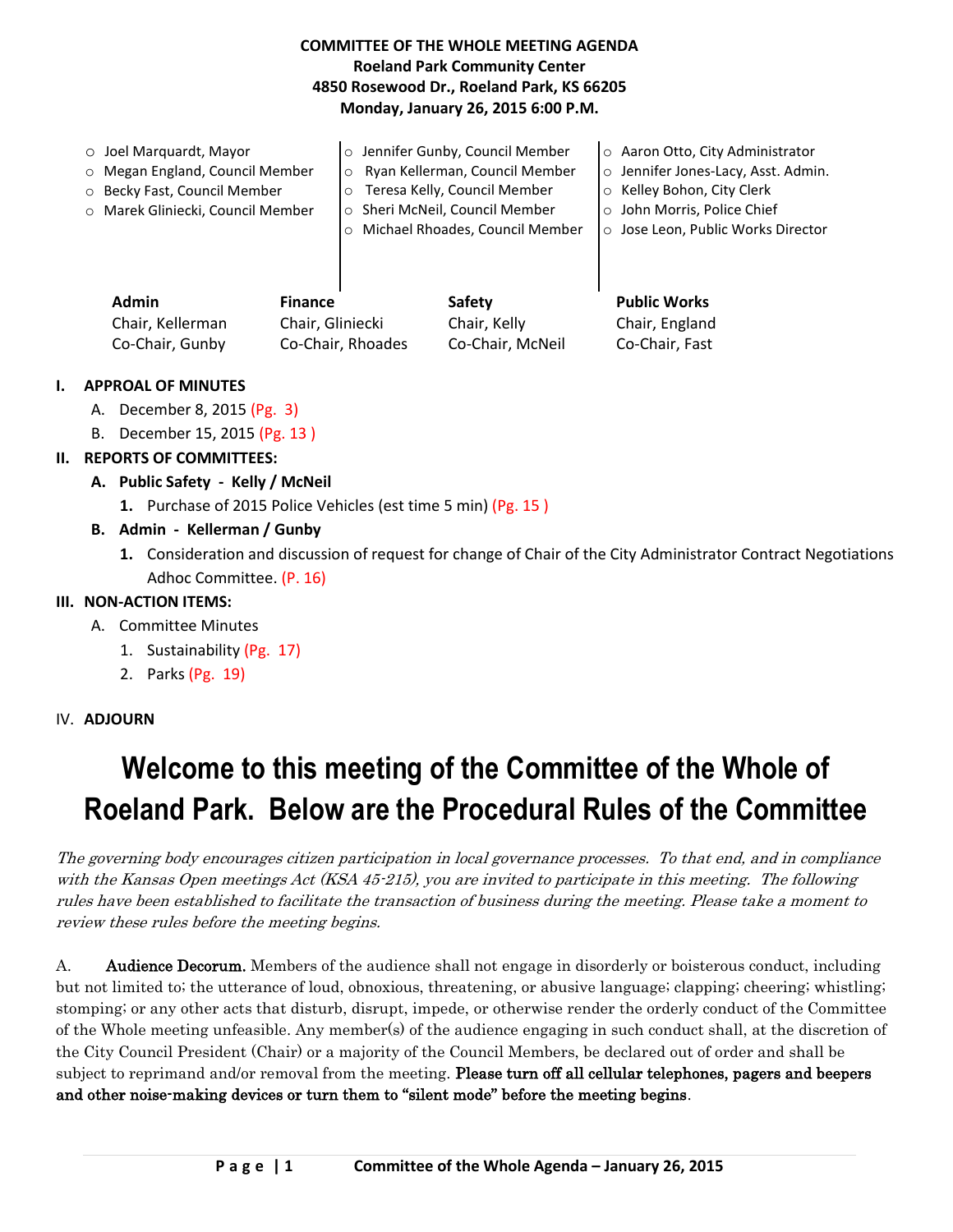**COMMITTEE OF THE WHOLE MEETING AGENDA**
**Roeland Park Community Center**
**4850 Rosewood Dr., Roeland Park, KS 66205**
**Monday, January 26, 2015 6:00 P.M.**

- Joel Marquardt, Mayor
- Megan England, Council Member
- Becky Fast, Council Member
- Marek Gliniecki, Council Member
- Jennifer Gunby, Council Member
- Ryan Kellerman, Council Member
- Teresa Kelly, Council Member
- Sheri McNeil, Council Member
- Michael Rhoades, Council Member
- Aaron Otto, City Administrator
- Jennifer Jones-Lacy, Asst. Admin.
- Kelley Bohon, City Clerk
- John Morris, Police Chief
- Jose Leon, Public Works Director

| Admin | Finance | Safety | Public Works |
|---|---|---|---|
| Chair, Kellerman | Chair, Gliniecki | Chair, Kelly | Chair, England |
| Co-Chair, Gunby | Co-Chair, Rhoades | Co-Chair, McNeil | Co-Chair, Fast |

**I. APPROAL OF MINUTES**

A. December 8, 2015 (Pg. 3)

B. December 15, 2015 (Pg. 13 )

**II. REPORTS OF COMMITTEES:**

**A. Public Safety - Kelly / McNeil**

**1.** Purchase of 2015 Police Vehicles (est time 5 min) (Pg. 15 )

**B. Admin - Kellerman / Gunby**

**1.** Consideration and discussion of request for change of Chair of the City Administrator Contract Negotiations Adhoc Committee. (P. 16)

**III. NON-ACTION ITEMS:**

A. Committee Minutes

1. Sustainability (Pg. 17)
2. Parks (Pg. 19)

IV. **ADJOURN**

# Welcome to this meeting of the Committee of the Whole of Roeland Park. Below are the Procedural Rules of the Committee

*The governing body encourages citizen participation in local governance processes. To that end, and in compliance with the Kansas Open meetings Act (KSA 45-215), you are invited to participate in this meeting. The following rules have been established to facilitate the transaction of business during the meeting. Please take a moment to review these rules before the meeting begins.*

A. **Audience Decorum.** Members of the audience shall not engage in disorderly or boisterous conduct, including but not limited to; the utterance of loud, obnoxious, threatening, or abusive language; clapping; cheering; whistling; stomping; or any other acts that disturb, disrupt, impede, or otherwise render the orderly conduct of the Committee of the Whole meeting unfeasible. Any member(s) of the audience engaging in such conduct shall, at the discretion of the City Council President (Chair) or a majority of the Council Members, be declared out of order and shall be subject to reprimand and/or removal from the meeting. **Please turn off all cellular telephones, pagers and beepers and other noise-making devices or turn them to "silent mode" before the meeting begins**.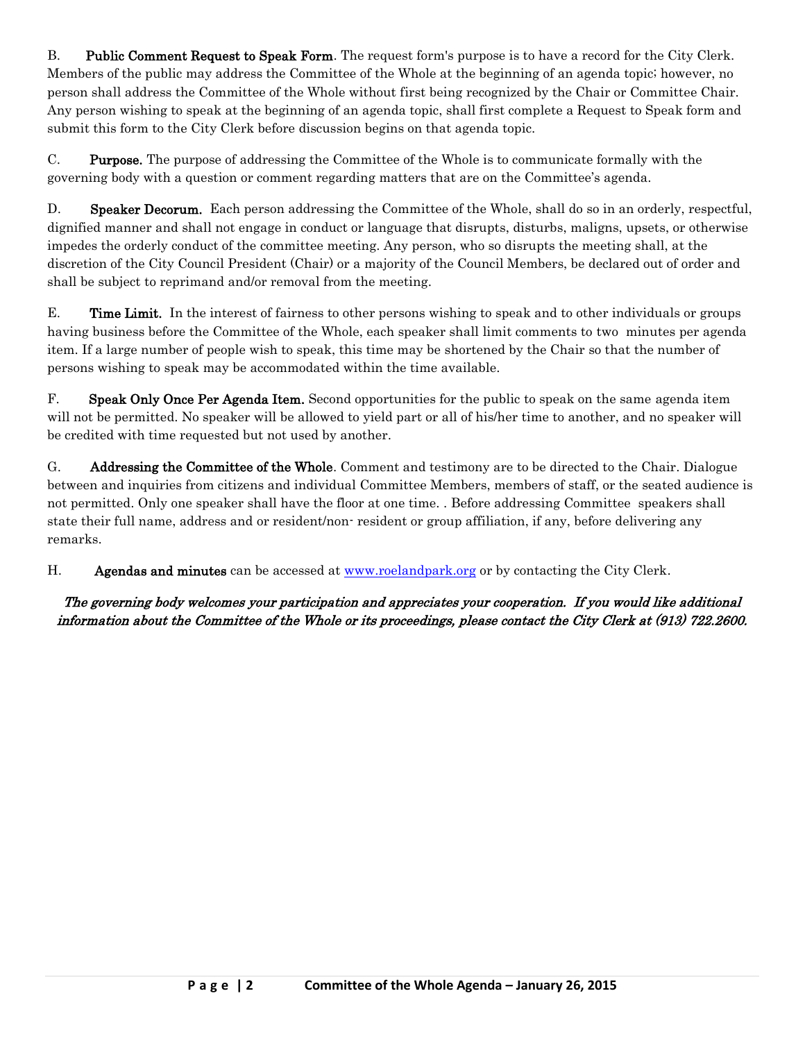B. **Public Comment Request to Speak Form**. The request form's purpose is to have a record for the City Clerk. Members of the public may address the Committee of the Whole at the beginning of an agenda topic; however, no person shall address the Committee of the Whole without first being recognized by the Chair or Committee Chair. Any person wishing to speak at the beginning of an agenda topic, shall first complete a Request to Speak form and submit this form to the City Clerk before discussion begins on that agenda topic.

C. **Purpose.** The purpose of addressing the Committee of the Whole is to communicate formally with the governing body with a question or comment regarding matters that are on the Committee's agenda.

D. **Speaker Decorum.** Each person addressing the Committee of the Whole, shall do so in an orderly, respectful, dignified manner and shall not engage in conduct or language that disrupts, disturbs, maligns, upsets, or otherwise impedes the orderly conduct of the committee meeting. Any person, who so disrupts the meeting shall, at the discretion of the City Council President (Chair) or a majority of the Council Members, be declared out of order and shall be subject to reprimand and/or removal from the meeting.

E. **Time Limit.** In the interest of fairness to other persons wishing to speak and to other individuals or groups having business before the Committee of the Whole, each speaker shall limit comments to two minutes per agenda item. If a large number of people wish to speak, this time may be shortened by the Chair so that the number of persons wishing to speak may be accommodated within the time available.

F. **Speak Only Once Per Agenda Item.** Second opportunities for the public to speak on the same agenda item will not be permitted. No speaker will be allowed to yield part or all of his/her time to another, and no speaker will be credited with time requested but not used by another.

G. **Addressing the Committee of the Whole**. Comment and testimony are to be directed to the Chair. Dialogue between and inquiries from citizens and individual Committee Members, members of staff, or the seated audience is not permitted. Only one speaker shall have the floor at one time. . Before addressing Committee speakers shall state their full name, address and or resident/non- resident or group affiliation, if any, before delivering any remarks.

H. **Agendas and minutes** can be accessed at [www.roelandpark.org](http://www.roelandpark.org) or by contacting the City Clerk.

***The governing body welcomes your participation and appreciates your cooperation. If you would like additional information about the Committee of the Whole or its proceedings, please contact the City Clerk at (913) 722.2600.***